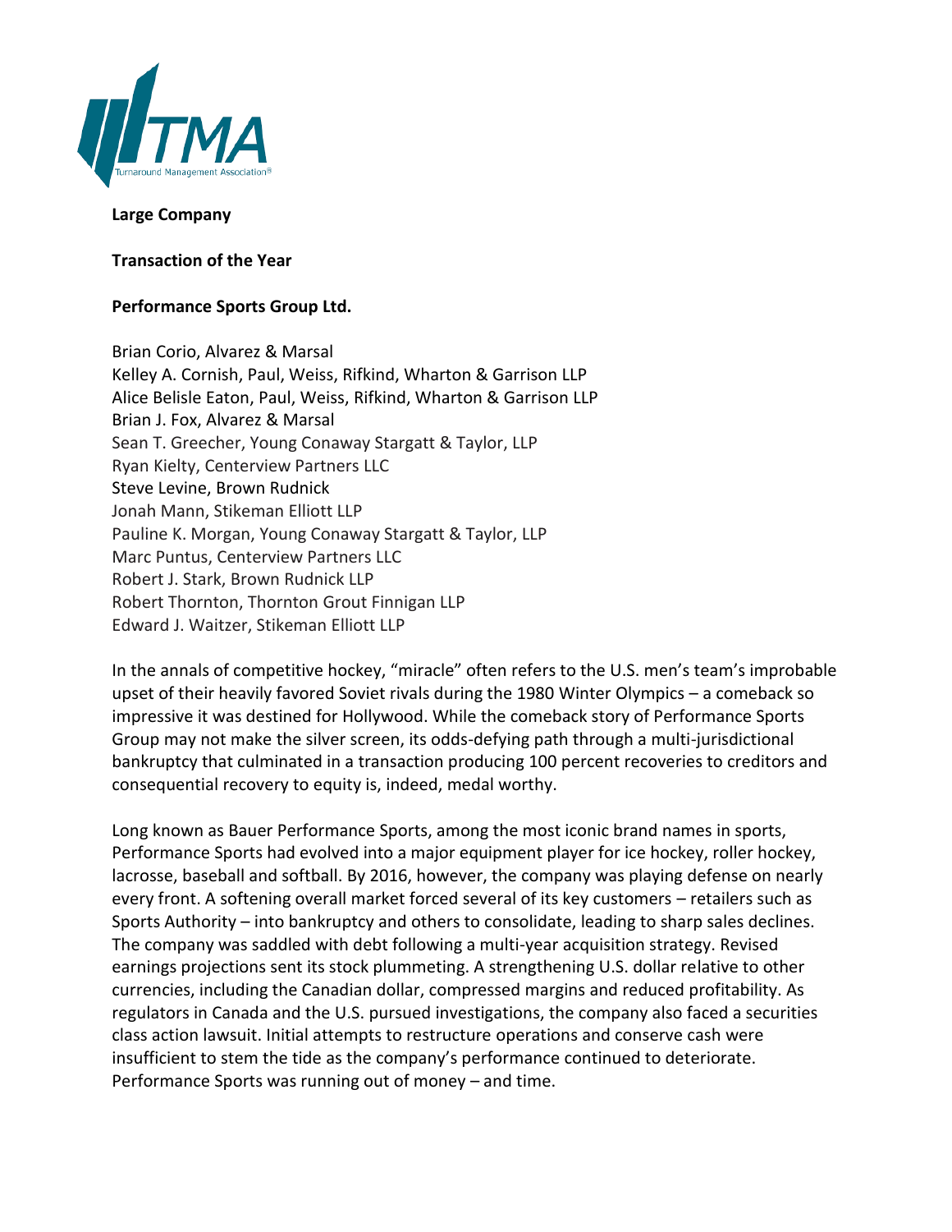**Large Company**

**Transaction of the Year**

**Performance Sports Group Ltd.**

Brian Corio, Alvarez & Marsal
Kelley A. Cornish, Paul, Weiss, Rifkind, Wharton & Garrison LLP
Alice Belisle Eaton, Paul, Weiss, Rifkind, Wharton & Garrison LLP
Brian J. Fox, Alvarez & Marsal
Sean T. Greecher, Young Conaway Stargatt & Taylor, LLP
Ryan Kielty, Centerview Partners LLC
Steve Levine, Brown Rudnick
Jonah Mann, Stikeman Elliott LLP
Pauline K. Morgan, Young Conaway Stargatt & Taylor, LLP
Marc Puntus, Centerview Partners LLC
Robert J. Stark, Brown Rudnick LLP
Robert Thornton, Thornton Grout Finnigan LLP
Edward J. Waitzer, Stikeman Elliott LLP

In the annals of competitive hockey, "miracle" often refers to the U.S. men's team's improbable upset of their heavily favored Soviet rivals during the 1980 Winter Olympics – a comeback so impressive it was destined for Hollywood. While the comeback story of Performance Sports Group may not make the silver screen, its odds-defying path through a multi-jurisdictional bankruptcy that culminated in a transaction producing 100 percent recoveries to creditors and consequential recovery to equity is, indeed, medal worthy.

Long known as Bauer Performance Sports, among the most iconic brand names in sports, Performance Sports had evolved into a major equipment player for ice hockey, roller hockey, lacrosse, baseball and softball. By 2016, however, the company was playing defense on nearly every front. A softening overall market forced several of its key customers – retailers such as Sports Authority – into bankruptcy and others to consolidate, leading to sharp sales declines. The company was saddled with debt following a multi-year acquisition strategy. Revised earnings projections sent its stock plummeting. A strengthening U.S. dollar relative to other currencies, including the Canadian dollar, compressed margins and reduced profitability. As regulators in Canada and the U.S. pursued investigations, the company also faced a securities class action lawsuit. Initial attempts to restructure operations and conserve cash were insufficient to stem the tide as the company's performance continued to deteriorate. Performance Sports was running out of money – and time.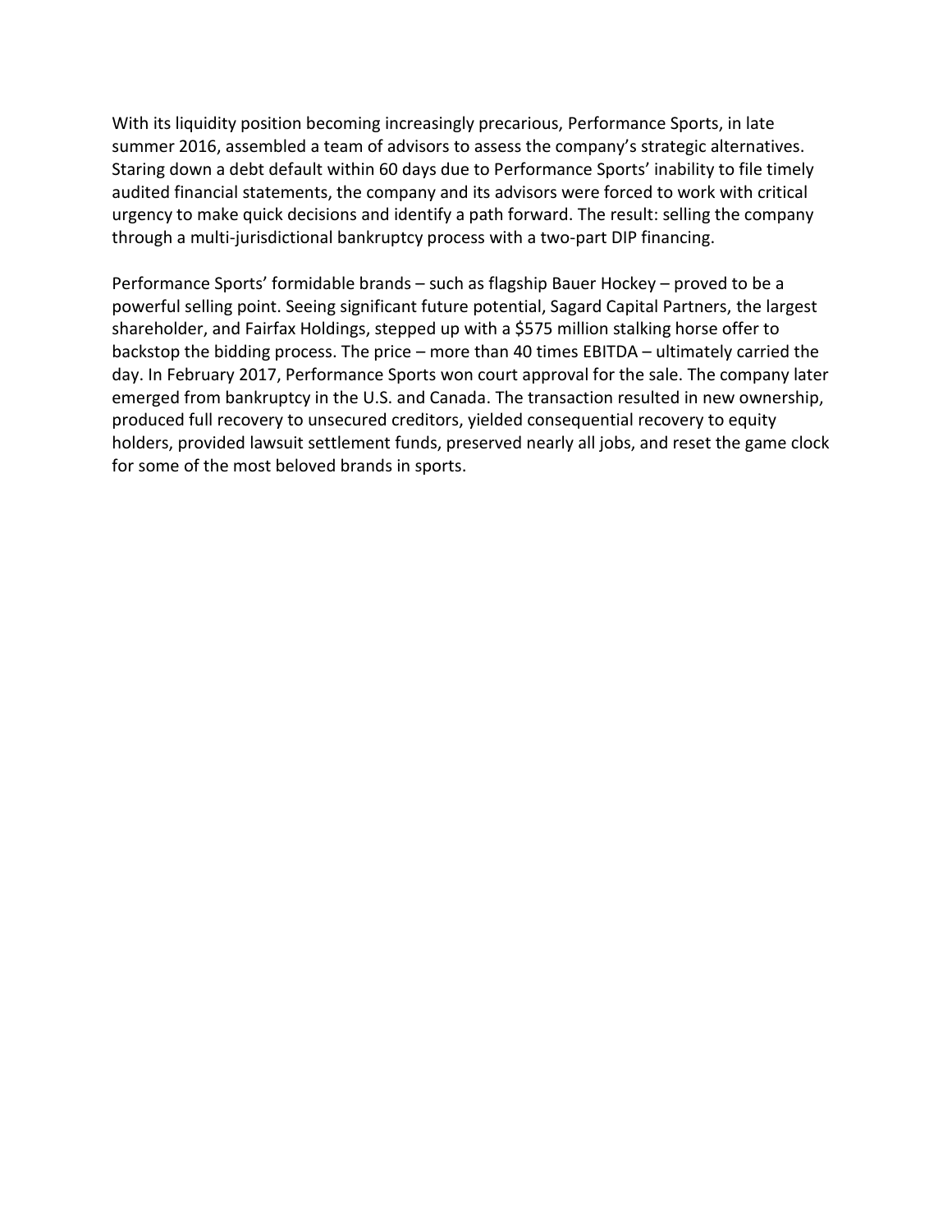With its liquidity position becoming increasingly precarious, Performance Sports, in late summer 2016, assembled a team of advisors to assess the company's strategic alternatives. Staring down a debt default within 60 days due to Performance Sports' inability to file timely audited financial statements, the company and its advisors were forced to work with critical urgency to make quick decisions and identify a path forward. The result: selling the company through a multi-jurisdictional bankruptcy process with a two-part DIP financing.

Performance Sports' formidable brands – such as flagship Bauer Hockey – proved to be a powerful selling point. Seeing significant future potential, Sagard Capital Partners, the largest shareholder, and Fairfax Holdings, stepped up with a $575 million stalking horse offer to backstop the bidding process. The price – more than 40 times EBITDA – ultimately carried the day. In February 2017, Performance Sports won court approval for the sale. The company later emerged from bankruptcy in the U.S. and Canada. The transaction resulted in new ownership, produced full recovery to unsecured creditors, yielded consequential recovery to equity holders, provided lawsuit settlement funds, preserved nearly all jobs, and reset the game clock for some of the most beloved brands in sports.